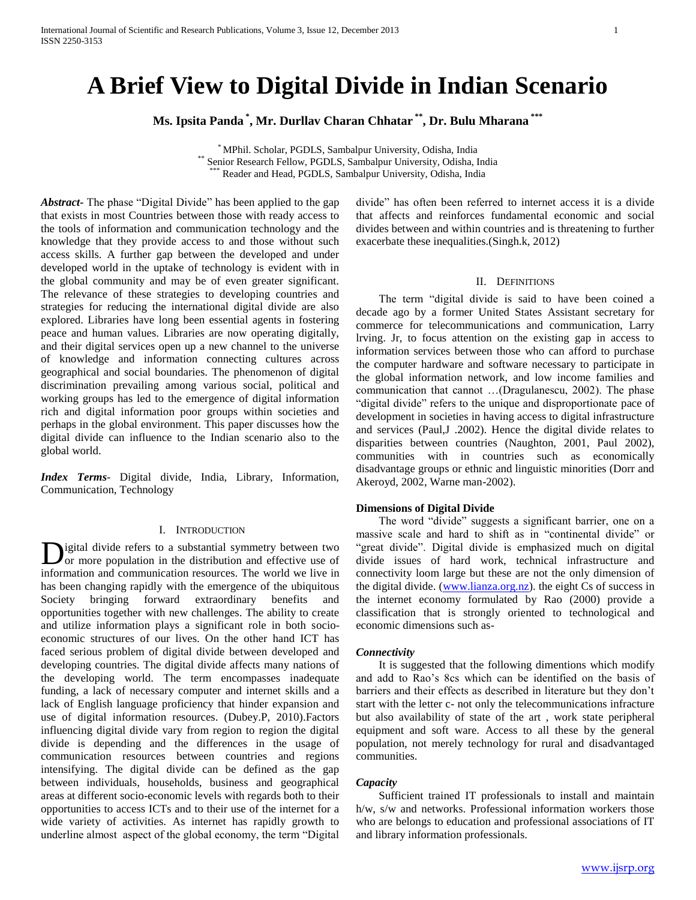# A Brief View to Digital Divide in Indian Scenario

**Ms. Ipsita Panda [*], Mr. Durllav Charan Chhatar [**], Dr. Bulu Mharana [***]**

[*] MPhil. Scholar, PGDLS, Sambalpur University, Odisha, India
[**] Senior Research Fellow, PGDLS, Sambalpur University, Odisha, India
[***] Reader and Head, PGDLS, Sambalpur University, Odisha, India

***Abstract***- The phase "Digital Divide" has been applied to the gap that exists in most Countries between those with ready access to the tools of information and communication technology and the knowledge that they provide access to and those without such access skills. A further gap between the developed and under developed world in the uptake of technology is evident with in the global community and may be of even greater significant. The relevance of these strategies to developing countries and strategies for reducing the international digital divide are also explored. Libraries have long been essential agents in fostering peace and human values. Libraries are now operating digitally, and their digital services open up a new channel to the universe of knowledge and information connecting cultures across geographical and social boundaries. The phenomenon of digital discrimination prevailing among various social, political and working groups has led to the emergence of digital information rich and digital information poor groups within societies and perhaps in the global environment. This paper discusses how the digital divide can influence to the Indian scenario also to the global world.

***Index Terms***- Digital divide, India, Library, Information, Communication, Technology

## I. Introduction

Digital divide refers to a substantial symmetry between two or more population in the distribution and effective use of information and communication resources. The world we live in has been changing rapidly with the emergence of the ubiquitous Society bringing forward extraordinary benefits and opportunities together with new challenges. The ability to create and utilize information plays a significant role in both socio-economic structures of our lives. On the other hand ICT has faced serious problem of digital divide between developed and developing countries. The digital divide affects many nations of the developing world. The term encompasses inadequate funding, a lack of necessary computer and internet skills and a lack of English language proficiency that hinder expansion and use of digital information resources. (Dubey.P, 2010).Factors influencing digital divide vary from region to region the digital divide is depending and the differences in the usage of communication resources between countries and regions intensifying. The digital divide can be defined as the gap between individuals, households, business and geographical areas at different socio-economic levels with regards both to their opportunities to access ICTs and to their use of the internet for a wide variety of activities. As internet has rapidly growth to underline almost aspect of the global economy, the term "Digital divide" has often been referred to internet access it is a divide that affects and reinforces fundamental economic and social divides between and within countries and is threatening to further exacerbate these inequalities.(Singh.k, 2012)

## II. Definitions

The term "digital divide is said to have been coined a decade ago by a former United States Assistant secretary for commerce for telecommunications and communication, Larry lrving. Jr, to focus attention on the existing gap in access to information services between those who can afford to purchase the computer hardware and software necessary to participate in the global information network, and low income families and communication that cannot …(Dragulanescu, 2002). The phase "digital divide" refers to the unique and disproportionate pace of development in societies in having access to digital infrastructure and services (Paul,J .2002). Hence the digital divide relates to disparities between countries (Naughton, 2001, Paul 2002), communities with in countries such as economically disadvantage groups or ethnic and linguistic minorities (Dorr and Akeroyd, 2002, Warne man-2002).

### Dimensions of Digital Divide

The word "divide" suggests a significant barrier, one on a massive scale and hard to shift as in "continental divide" or "great divide". Digital divide is emphasized much on digital divide issues of hard work, technical infrastructure and connectivity loom large but these are not the only dimension of the digital divide. (www.lianza.org.nz). the eight Cs of success in the internet economy formulated by Rao (2000) provide a classification that is strongly oriented to technological and economic dimensions such as-

#### *Connectivity*

It is suggested that the following dimentions which modify and add to Rao's 8cs which can be identified on the basis of barriers and their effects as described in literature but they don't start with the letter c- not only the telecommunications infracture but also availability of state of the art , work state peripheral equipment and soft ware. Access to all these by the general population, not merely technology for rural and disadvantaged communities.

#### *Capacity*

Sufficient trained IT professionals to install and maintain h/w, s/w and networks. Professional information workers those who are belongs to education and professional associations of IT and library information professionals.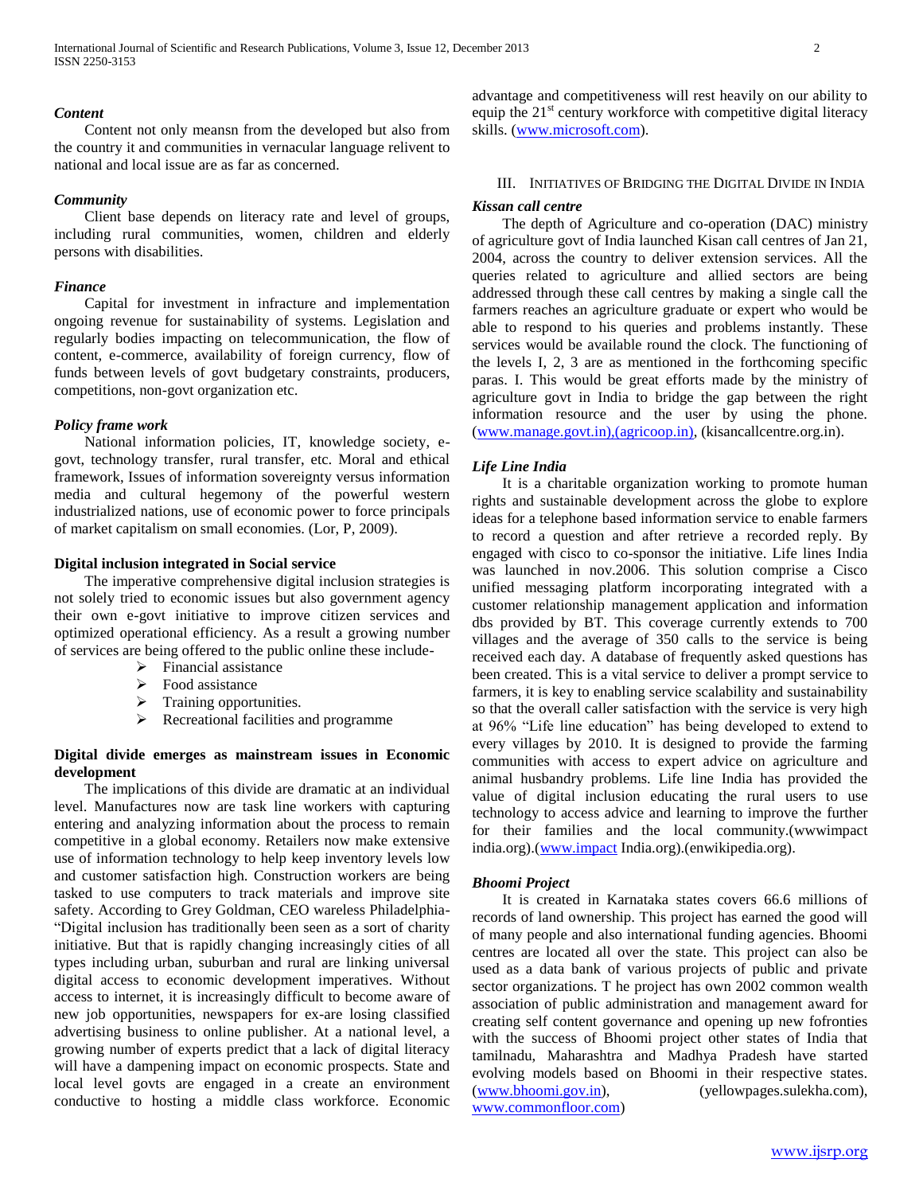*Content*

Content not only meansn from the developed but also from the country it and communities in vernacular language relivent to national and local issue are as far as concerned.

*Community*

Client base depends on literacy rate and level of groups, including rural communities, women, children and elderly persons with disabilities.

*Finance*

Capital for investment in infracture and implementation ongoing revenue for sustainability of systems. Legislation and regularly bodies impacting on telecommunication, the flow of content, e-commerce, availability of foreign currency, flow of funds between levels of govt budgetary constraints, producers, competitions, non-govt organization etc.

*Policy frame work*

National information policies, IT, knowledge society, e-govt, technology transfer, rural transfer, etc. Moral and ethical framework, Issues of information sovereignty versus information media and cultural hegemony of the powerful western industrialized nations, use of economic power to force principals of market capitalism on small economies. (Lor, P, 2009).

**Digital inclusion integrated in Social service**

The imperative comprehensive digital inclusion strategies is not solely tried to economic issues but also government agency their own e-govt initiative to improve citizen services and optimized operational efficiency. As a result a growing number of services are being offered to the public online these include-

- Financial assistance
- Food assistance
- Training opportunities.
- Recreational facilities and programme

**Digital divide emerges as mainstream issues in Economic development**

The implications of this divide are dramatic at an individual level. Manufactures now are task line workers with capturing entering and analyzing information about the process to remain competitive in a global economy. Retailers now make extensive use of information technology to help keep inventory levels low and customer satisfaction high. Construction workers are being tasked to use computers to track materials and improve site safety. According to Grey Goldman, CEO wareless Philadelphia- "Digital inclusion has traditionally been seen as a sort of charity initiative. But that is rapidly changing increasingly cities of all types including urban, suburban and rural are linking universal digital access to economic development imperatives. Without access to internet, it is increasingly difficult to become aware of new job opportunities, newspapers for ex-are losing classified advertising business to online publisher. At a national level, a growing number of experts predict that a lack of digital literacy will have a dampening impact on economic prospects. State and local level govts are engaged in a create an environment conductive to hosting a middle class workforce. Economic advantage and competitiveness will rest heavily on our ability to equip the 21st century workforce with competitive digital literacy skills. (www.microsoft.com).

## III. Initiatives of Bridging the Digital Divide in India

*Kissan call centre*

The depth of Agriculture and co-operation (DAC) ministry of agriculture govt of India launched Kisan call centres of Jan 21, 2004, across the country to deliver extension services. All the queries related to agriculture and allied sectors are being addressed through these call centres by making a single call the farmers reaches an agriculture graduate or expert who would be able to respond to his queries and problems instantly. These services would be available round the clock. The functioning of the levels I, 2, 3 are as mentioned in the forthcoming specific paras. I. This would be great efforts made by the ministry of agriculture govt in India to bridge the gap between the right information resource and the user by using the phone. (www.manage.govt.in),(agricoop.in), (kisancallcentre.org.in).

*Life Line India*

It is a charitable organization working to promote human rights and sustainable development across the globe to explore ideas for a telephone based information service to enable farmers to record a question and after retrieve a recorded reply. By engaged with cisco to co-sponsor the initiative. Life lines India was launched in nov.2006. This solution comprise a Cisco unified messaging platform incorporating integrated with a customer relationship management application and information dbs provided by BT. This coverage currently extends to 700 villages and the average of 350 calls to the service is being received each day. A database of frequently asked questions has been created. This is a vital service to deliver a prompt service to farmers, it is key to enabling service scalability and sustainability so that the overall caller satisfaction with the service is very high at 96% "Life line education" has being developed to extend to every villages by 2010. It is designed to provide the farming communities with access to expert advice on agriculture and animal husbandry problems. Life line India has provided the value of digital inclusion educating the rural users to use technology to access advice and learning to improve the further for their families and the local community.(wwwimpact india.org).(www.impact India.org).(enwikipedia.org).

*Bhoomi Project*

It is created in Karnataka states covers 66.6 millions of records of land ownership. This project has earned the good will of many people and also international funding agencies. Bhoomi centres are located all over the state. This project can also be used as a data bank of various projects of public and private sector organizations. T he project has own 2002 common wealth association of public administration and management award for creating self content governance and opening up new fofronties with the success of Bhoomi project other states of India that tamilnadu, Maharashtra and Madhya Pradesh have started evolving models based on Bhoomi in their respective states. (www.bhoomi.gov.in), (yellowpages.sulekha.com), www.commonfloor.com)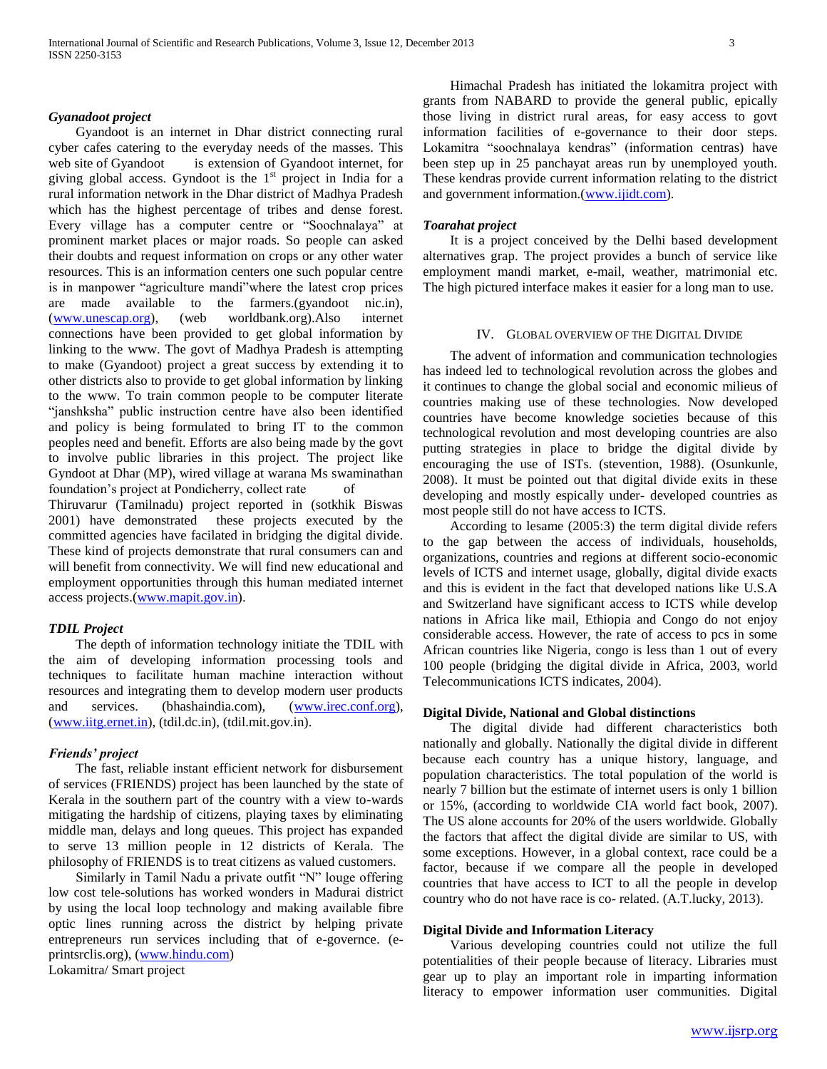### *Gyanadoot project*

Gyandoot is an internet in Dhar district connecting rural cyber cafes catering to the everyday needs of the masses. This web site of Gyandoot is extension of Gyandoot internet, for giving global access. Gyndoot is the 1st project in India for a rural information network in the Dhar district of Madhya Pradesh which has the highest percentage of tribes and dense forest. Every village has a computer centre or "Soochnalaya" at prominent market places or major roads. So people can asked their doubts and request information on crops or any other water resources. This is an information centers one such popular centre is in manpower "agriculture mandi"where the latest crop prices are made available to the farmers.(gyandoot nic.in), (www.unescap.org), (web worldbank.org).Also internet connections have been provided to get global information by linking to the www. The govt of Madhya Pradesh is attempting to make (Gyandoot) project a great success by extending it to other districts also to provide to get global information by linking to the www. To train common people to be computer literate "janshksha" public instruction centre have also been identified and policy is being formulated to bring IT to the common peoples need and benefit. Efforts are also being made by the govt to involve public libraries in this project. The project like Gyndoot at Dhar (MP), wired village at warana Ms swaminathan foundation's project at Pondicherry, collect rate of Thiruvarur (Tamilnadu) project reported in (sotkhik Biswas 2001) have demonstrated these projects executed by the committed agencies have facilated in bridging the digital divide. These kind of projects demonstrate that rural consumers can and will benefit from connectivity. We will find new educational and employment opportunities through this human mediated internet access projects.(www.mapit.gov.in).

### *TDIL Project*

The depth of information technology initiate the TDIL with the aim of developing information processing tools and techniques to facilitate human machine interaction without resources and integrating them to develop modern user products and services. (bhashaindia.com), (www.irec.conf.org), (www.iitg.ernet.in), (tdil.dc.in), (tdil.mit.gov.in).

### *Friends' project*

The fast, reliable instant efficient network for disbursement of services (FRIENDS) project has been launched by the state of Kerala in the southern part of the country with a view to-wards mitigating the hardship of citizens, playing taxes by eliminating middle man, delays and long queues. This project has expanded to serve 13 million people in 12 districts of Kerala. The philosophy of FRIENDS is to treat citizens as valued customers.

Similarly in Tamil Nadu a private outfit "N" louge offering low cost tele-solutions has worked wonders in Madurai district by using the local loop technology and making available fibre optic lines running across the district by helping private entrepreneurs run services including that of e-governce. (e-printsrclis.org), (www.hindu.com)

Lokamitra/ Smart project

Himachal Pradesh has initiated the lokamitra project with grants from NABARD to provide the general public, epically those living in district rural areas, for easy access to govt information facilities of e-governance to their door steps. Lokamitra "soochnalaya kendras" (information centras) have been step up in 25 panchayat areas run by unemployed youth. These kendras provide current information relating to the district and government information.(www.ijidt.com).

### *Toarahat project*

It is a project conceived by the Delhi based development alternatives grap. The project provides a bunch of service like employment mandi market, e-mail, weather, matrimonial etc. The high pictured interface makes it easier for a long man to use.

## IV. Global Overview of the Digital Divide

The advent of information and communication technologies has indeed led to technological revolution across the globes and it continues to change the global social and economic milieus of countries making use of these technologies. Now developed countries have become knowledge societies because of this technological revolution and most developing countries are also putting strategies in place to bridge the digital divide by encouraging the use of ISTs. (stevention, 1988). (Osunkunle, 2008). It must be pointed out that digital divide exits in these developing and mostly espically under- developed countries as most people still do not have access to ICTS.

According to lesame (2005:3) the term digital divide refers to the gap between the access of individuals, households, organizations, countries and regions at different socio-economic levels of ICTS and internet usage, globally, digital divide exacts and this is evident in the fact that developed nations like U.S.A and Switzerland have significant access to ICTS while develop nations in Africa like mail, Ethiopia and Congo do not enjoy considerable access. However, the rate of access to pcs in some African countries like Nigeria, congo is less than 1 out of every 100 people (bridging the digital divide in Africa, 2003, world Telecommunications ICTS indicates, 2004).

### **Digital Divide, National and Global distinctions**

The digital divide had different characteristics both nationally and globally. Nationally the digital divide in different because each country has a unique history, language, and population characteristics. The total population of the world is nearly 7 billion but the estimate of internet users is only 1 billion or 15%, (according to worldwide CIA world fact book, 2007). The US alone accounts for 20% of the users worldwide. Globally the factors that affect the digital divide are similar to US, with some exceptions. However, in a global context, race could be a factor, because if we compare all the people in developed countries that have access to ICT to all the people in develop country who do not have race is co- related. (A.T.lucky, 2013).

### **Digital Divide and Information Literacy**

Various developing countries could not utilize the full potentialities of their people because of literacy. Libraries must gear up to play an important role in imparting information literacy to empower information user communities. Digital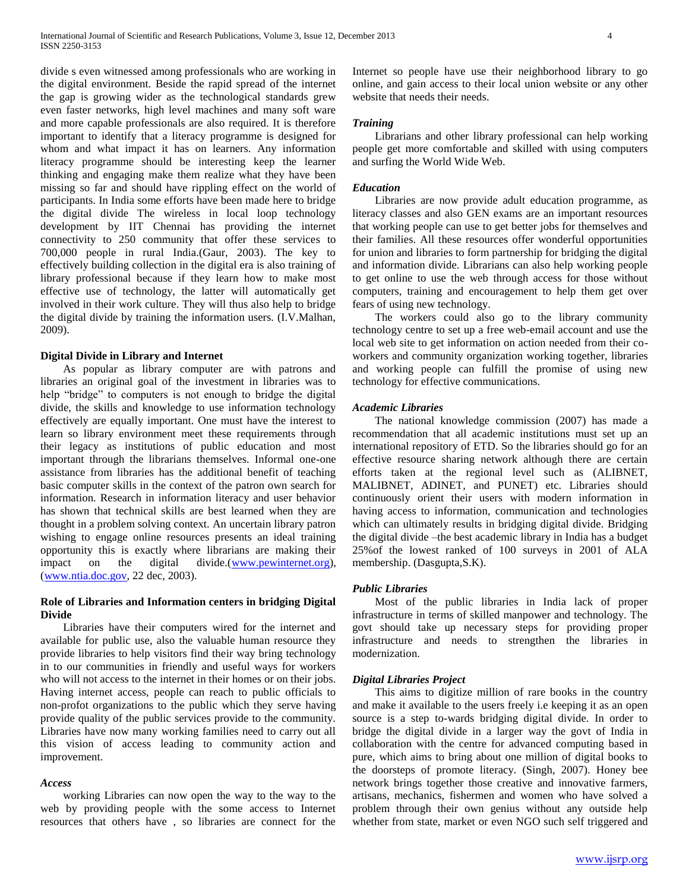divide s even witnessed among professionals who are working in the digital environment. Beside the rapid spread of the internet the gap is growing wider as the technological standards grew even faster networks, high level machines and many soft ware and more capable professionals are also required. It is therefore important to identify that a literacy programme is designed for whom and what impact it has on learners. Any information literacy programme should be interesting keep the learner thinking and engaging make them realize what they have been missing so far and should have rippling effect on the world of participants. In India some efforts have been made here to bridge the digital divide The wireless in local loop technology development by IIT Chennai has providing the internet connectivity to 250 community that offer these services to 700,000 people in rural India.(Gaur, 2003). The key to effectively building collection in the digital era is also training of library professional because if they learn how to make most effective use of technology, the latter will automatically get involved in their work culture. They will thus also help to bridge the digital divide by training the information users. (I.V.Malhan, 2009).

## Digital Divide in Library and Internet

As popular as library computer are with patrons and libraries an original goal of the investment in libraries was to help "bridge" to computers is not enough to bridge the digital divide, the skills and knowledge to use information technology effectively are equally important. One must have the interest to learn so library environment meet these requirements through their legacy as institutions of public education and most important through the librarians themselves. Informal one-one assistance from libraries has the additional benefit of teaching basic computer skills in the context of the patron own search for information. Research in information literacy and user behavior has shown that technical skills are best learned when they are thought in a problem solving context. An uncertain library patron wishing to engage online resources presents an ideal training opportunity this is exactly where librarians are making their impact on the digital divide.(www.pewinternet.org), (www.ntia.doc.gov, 22 dec, 2003).

## Role of Libraries and Information centers in bridging Digital Divide

Libraries have their computers wired for the internet and available for public use, also the valuable human resource they provide libraries to help visitors find their way bring technology in to our communities in friendly and useful ways for workers who will not access to the internet in their homes or on their jobs. Having internet access, people can reach to public officials to non-profot organizations to the public which they serve having provide quality of the public services provide to the community. Libraries have now many working families need to carry out all this vision of access leading to community action and improvement.

### *Access*

working Libraries can now open the way to the way to the web by providing people with the some access to Internet resources that others have , so libraries are connect for the Internet so people have use their neighborhood library to go online, and gain access to their local union website or any other website that needs their needs.

### *Training*

Librarians and other library professional can help working people get more comfortable and skilled with using computers and surfing the World Wide Web.

### *Education*

Libraries are now provide adult education programme, as literacy classes and also GEN exams are an important resources that working people can use to get better jobs for themselves and their families. All these resources offer wonderful opportunities for union and libraries to form partnership for bridging the digital and information divide. Librarians can also help working people to get online to use the web through access for those without computers, training and encouragement to help them get over fears of using new technology.

The workers could also go to the library community technology centre to set up a free web-email account and use the local web site to get information on action needed from their co-workers and community organization working together, libraries and working people can fulfill the promise of using new technology for effective communications.

### *Academic Libraries*

The national knowledge commission (2007) has made a recommendation that all academic institutions must set up an international repository of ETD. So the libraries should go for an effective resource sharing network although there are certain efforts taken at the regional level such as (ALIBNET, MALIBNET, ADINET, and PUNET) etc. Libraries should continuously orient their users with modern information in having access to information, communication and technologies which can ultimately results in bridging digital divide. Bridging the digital divide –the best academic library in India has a budget 25%of the lowest ranked of 100 surveys in 2001 of ALA membership. (Dasgupta,S.K).

### *Public Libraries*

Most of the public libraries in India lack of proper infrastructure in terms of skilled manpower and technology. The govt should take up necessary steps for providing proper infrastructure and needs to strengthen the libraries in modernization.

### *Digital Libraries Project*

This aims to digitize million of rare books in the country and make it available to the users freely i.e keeping it as an open source is a step to-wards bridging digital divide. In order to bridge the digital divide in a larger way the govt of India in collaboration with the centre for advanced computing based in pure, which aims to bring about one million of digital books to the doorsteps of promote literacy. (Singh, 2007). Honey bee network brings together those creative and innovative farmers, artisans, mechanics, fishermen and women who have solved a problem through their own genius without any outside help whether from state, market or even NGO such self triggered and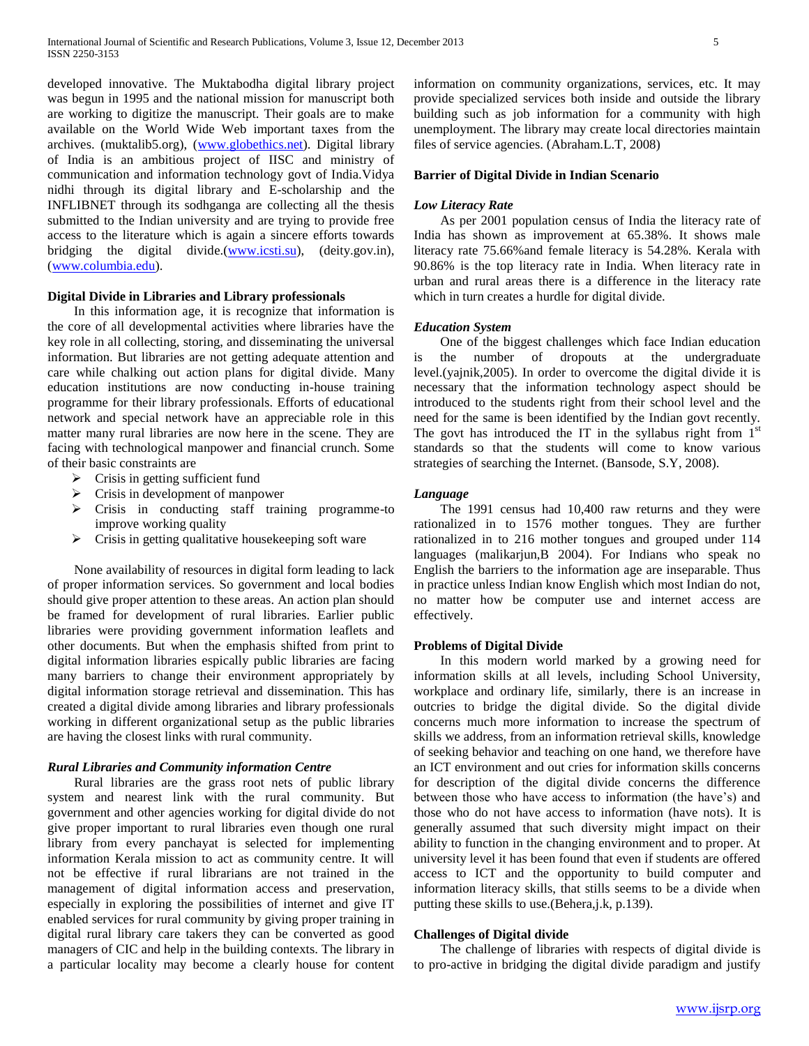developed innovative. The Muktabodha digital library project was begun in 1995 and the national mission for manuscript both are working to digitize the manuscript. Their goals are to make available on the World Wide Web important taxes from the archives. (muktalib5.org), (www.globethics.net). Digital library of India is an ambitious project of IISC and ministry of communication and information technology govt of India.Vidya nidhi through its digital library and E-scholarship and the INFLIBNET through its sodhganga are collecting all the thesis submitted to the Indian university and are trying to provide free access to the literature which is again a sincere efforts towards bridging the digital divide.(www.icsti.su), (deity.gov.in), (www.columbia.edu).

**Digital Divide in Libraries and Library professionals**

In this information age, it is recognize that information is the core of all developmental activities where libraries have the key role in all collecting, storing, and disseminating the universal information. But libraries are not getting adequate attention and care while chalking out action plans for digital divide. Many education institutions are now conducting in-house training programme for their library professionals. Efforts of educational network and special network have an appreciable role in this matter many rural libraries are now here in the scene. They are facing with technological manpower and financial crunch. Some of their basic constraints are

- Crisis in getting sufficient fund
- Crisis in development of manpower
- Crisis in conducting staff training programme-to improve working quality
- Crisis in getting qualitative housekeeping soft ware

None availability of resources in digital form leading to lack of proper information services. So government and local bodies should give proper attention to these areas. An action plan should be framed for development of rural libraries. Earlier public libraries were providing government information leaflets and other documents. But when the emphasis shifted from print to digital information libraries espically public libraries are facing many barriers to change their environment appropriately by digital information storage retrieval and dissemination. This has created a digital divide among libraries and library professionals working in different organizational setup as the public libraries are having the closest links with rural community.

***Rural Libraries and Community information Centre***

Rural libraries are the grass root nets of public library system and nearest link with the rural community. But government and other agencies working for digital divide do not give proper important to rural libraries even though one rural library from every panchayat is selected for implementing information Kerala mission to act as community centre. It will not be effective if rural librarians are not trained in the management of digital information access and preservation, especially in exploring the possibilities of internet and give IT enabled services for rural community by giving proper training in digital rural library care takers they can be converted as good managers of CIC and help in the building contexts. The library in a particular locality may become a clearly house for content information on community organizations, services, etc. It may provide specialized services both inside and outside the library building such as job information for a community with high unemployment. The library may create local directories maintain files of service agencies. (Abraham.L.T, 2008)

**Barrier of Digital Divide in Indian Scenario**

***Low Literacy Rate***

As per 2001 population census of India the literacy rate of India has shown as improvement at 65.38%. It shows male literacy rate 75.66%and female literacy is 54.28%. Kerala with 90.86% is the top literacy rate in India. When literacy rate in urban and rural areas there is a difference in the literacy rate which in turn creates a hurdle for digital divide.

***Education System***

One of the biggest challenges which face Indian education is the number of dropouts at the undergraduate level.(yajnik,2005). In order to overcome the digital divide it is necessary that the information technology aspect should be introduced to the students right from their school level and the need for the same is been identified by the Indian govt recently. The govt has introduced the IT in the syllabus right from 1st standards so that the students will come to know various strategies of searching the Internet. (Bansode, S.Y, 2008).

***Language***

The 1991 census had 10,400 raw returns and they were rationalized in to 1576 mother tongues. They are further rationalized in to 216 mother tongues and grouped under 114 languages (malikarjun,B 2004). For Indians who speak no English the barriers to the information age are inseparable. Thus in practice unless Indian know English which most Indian do not, no matter how be computer use and internet access are effectively.

**Problems of Digital Divide**

In this modern world marked by a growing need for information skills at all levels, including School University, workplace and ordinary life, similarly, there is an increase in outcries to bridge the digital divide. So the digital divide concerns much more information to increase the spectrum of skills we address, from an information retrieval skills, knowledge of seeking behavior and teaching on one hand, we therefore have an ICT environment and out cries for information skills concerns for description of the digital divide concerns the difference between those who have access to information (the have's) and those who do not have access to information (have nots). It is generally assumed that such diversity might impact on their ability to function in the changing environment and to proper. At university level it has been found that even if students are offered access to ICT and the opportunity to build computer and information literacy skills, that stills seems to be a divide when putting these skills to use.(Behera,j.k, p.139).

**Challenges of Digital divide**

The challenge of libraries with respects of digital divide is to pro-active in bridging the digital divide paradigm and justify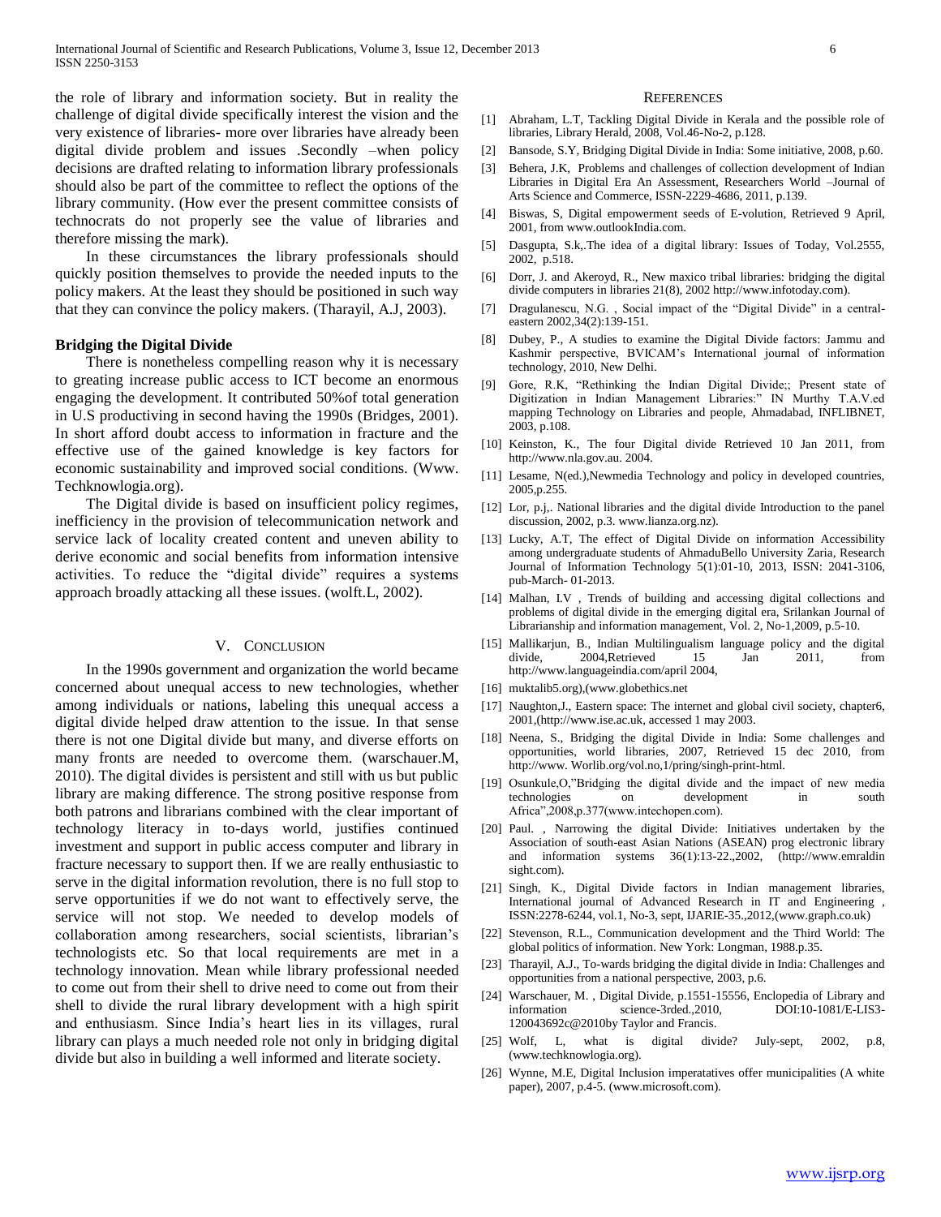the role of library and information society. But in reality the challenge of digital divide specifically interest the vision and the very existence of libraries- more over libraries have already been digital divide problem and issues .Secondly –when policy decisions are drafted relating to information library professionals should also be part of the committee to reflect the options of the library community. (How ever the present committee consists of technocrats do not properly see the value of libraries and therefore missing the mark).

In these circumstances the library professionals should quickly position themselves to provide the needed inputs to the policy makers. At the least they should be positioned in such way that they can convince the policy makers. (Tharayil, A.J, 2003).

**Bridging the Digital Divide**

There is nonetheless compelling reason why it is necessary to greating increase public access to ICT become an enormous engaging the development. It contributed 50%of total generation in U.S productiving in second having the 1990s (Bridges, 2001). In short afford doubt access to information in fracture and the effective use of the gained knowledge is key factors for economic sustainability and improved social conditions. (Www. Techknowlogia.org).

The Digital divide is based on insufficient policy regimes, inefficiency in the provision of telecommunication network and service lack of locality created content and uneven ability to derive economic and social benefits from information intensive activities. To reduce the “digital divide” requires a systems approach broadly attacking all these issues. (wolft.L, 2002).

## V. Conclusion

In the 1990s government and organization the world became concerned about unequal access to new technologies, whether among individuals or nations, labeling this unequal access a digital divide helped draw attention to the issue. In that sense there is not one Digital divide but many, and diverse efforts on many fronts are needed to overcome them. (warschauer.M, 2010). The digital divides is persistent and still with us but public library are making difference. The strong positive response from both patrons and librarians combined with the clear important of technology literacy in to-days world, justifies continued investment and support in public access computer and library in fracture necessary to support then. If we are really enthusiastic to serve in the digital information revolution, there is no full stop to serve opportunities if we do not want to effectively serve, the service will not stop. We needed to develop models of collaboration among researchers, social scientists, librarian’s technologists etc. So that local requirements are met in a technology innovation. Mean while library professional needed to come out from their shell to drive need to come out from their shell to divide the rural library development with a high spirit and enthusiasm. Since India’s heart lies in its villages, rural library can plays a much needed role not only in bridging digital divide but also in building a well informed and literate society.

## References

[1] Abraham, L.T, Tackling Digital Divide in Kerala and the possible role of libraries, Library Herald, 2008, Vol.46-No-2, p.128.

[2] Bansode, S.Y, Bridging Digital Divide in India: Some initiative, 2008, p.60.

[3] Behera, J.K, Problems and challenges of collection development of Indian Libraries in Digital Era An Assessment, Researchers World –Journal of Arts Science and Commerce, ISSN-2229-4686, 2011, p.139.

[4] Biswas, S, Digital empowerment seeds of E-volution, Retrieved 9 April, 2001, from www.outlookIndia.com.

[5] Dasgupta, S.k,.The idea of a digital library: Issues of Today, Vol.2555, 2002, p.518.

[6] Dorr, J. and Akeroyd, R., New maxico tribal libraries: bridging the digital divide computers in libraries 21(8), 2002 http://www.infotoday.com).

[7] Dragulanescu, N.G. , Social impact of the “Digital Divide” in a central-eastern 2002,34(2):139-151.

[8] Dubey, P., A studies to examine the Digital Divide factors: Jammu and Kashmir perspective, BVICAM’s International journal of information technology, 2010, New Delhi.

[9] Gore, R.K, “Rethinking the Indian Digital Divide;; Present state of Digitization in Indian Management Libraries:” IN Murthy T.A.V.ed mapping Technology on Libraries and people, Ahmadabad, INFLIBNET, 2003, p.108.

[10] Keinston, K., The four Digital divide Retrieved 10 Jan 2011, from http://www.nla.gov.au. 2004.

[11] Lesame, N(ed.),Newmedia Technology and policy in developed countries, 2005,p.255.

[12] Lor, p.j,. National libraries and the digital divide Introduction to the panel discussion, 2002, p.3. www.lianza.org.nz).

[13] Lucky, A.T, The effect of Digital Divide on information Accessibility among undergraduate students of AhmaduBello University Zaria, Research Journal of Information Technology 5(1):01-10, 2013, ISSN: 2041-3106, pub-March- 01-2013.

[14] Malhan, I.V , Trends of building and accessing digital collections and problems of digital divide in the emerging digital era, Srilankan Journal of Librarianship and information management, Vol. 2, No-1,2009, p.5-10.

[15] Mallikarjun, B., Indian Multilingualism language policy and the digital divide, 2004,Retrieved 15 Jan 2011, from http://www.languageindia.com/april 2004,

[16] muktalib5.org),(www.globethics.net

[17] Naughton,J., Eastern space: The internet and global civil society, chapter6, 2001,(http://www.ise.ac.uk, accessed 1 may 2003.

[18] Neena, S., Bridging the digital Divide in India: Some challenges and opportunities, world libraries, 2007, Retrieved 15 dec 2010, from http://www. Worlib.org/vol.no,1/pring/singh-print-html.

[19] Osunkule,O,”Bridging the digital divide and the impact of new media technologies on development in south Africa”,2008,p.377(www.intechopen.com).

[20] Paul. , Narrowing the digital Divide: Initiatives undertaken by the Association of south-east Asian Nations (ASEAN) prog electronic library and information systems 36(1):13-22.,2002, (http://www.emraldin sight.com).

[21] Singh, K., Digital Divide factors in Indian management libraries, International journal of Advanced Research in IT and Engineering , ISSN:2278-6244, vol.1, No-3, sept, IJARIE-35.,2012,(www.graph.co.uk)

[22] Stevenson, R.L., Communication development and the Third World: The global politics of information. New York: Longman, 1988.p.35.

[23] Tharayil, A.J., To-wards bridging the digital divide in India: Challenges and opportunities from a national perspective, 2003, p.6.

[24] Warschauer, M. , Digital Divide, p.1551-15556, Enclopedia of Library and information science-3rded.,2010, DOI:10-1081/E-LIS3-120043692c@2010by Taylor and Francis.

[25] Wolf, L, what is digital divide? July-sept, 2002, p.8, (www.techknowlogia.org).

[26] Wynne, M.E, Digital Inclusion imperatatives offer municipalities (A white paper), 2007, p.4-5. (www.microsoft.com).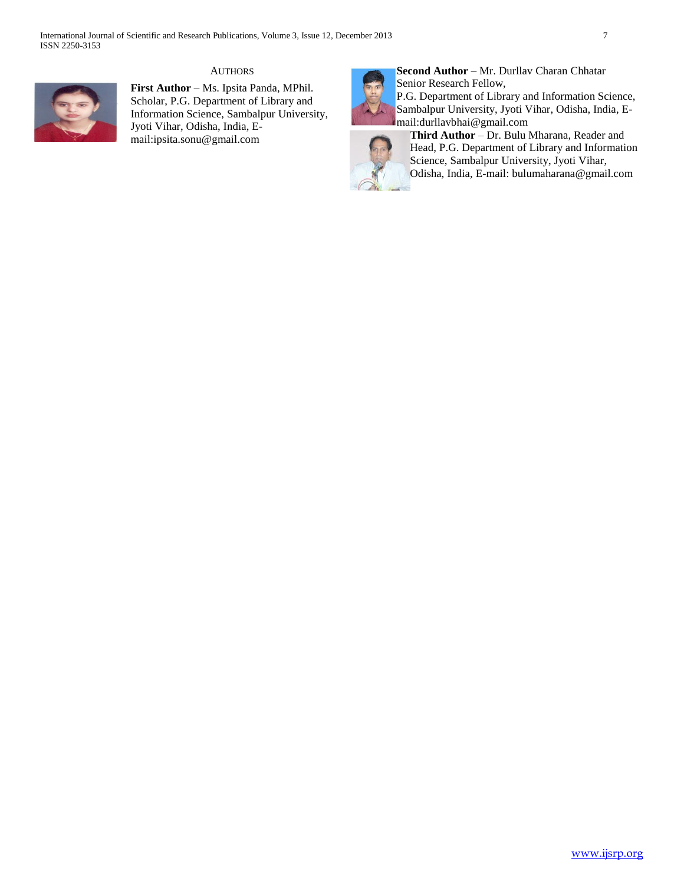## AUTHORS

**First Author** – Ms. Ipsita Panda, MPhil. Scholar, P.G. Department of Library and Information Science, Sambalpur University, Jyoti Vihar, Odisha, India, E-mail:ipsita.sonu@gmail.com

**Second Author** – Mr. Durllav Charan Chhatar Senior Research Fellow,
P.G. Department of Library and Information Science, Sambalpur University, Jyoti Vihar, Odisha, India, E-mail:durllavbhai@gmail.com

**Third Author** – Dr. Bulu Mharana, Reader and Head, P.G. Department of Library and Information Science, Sambalpur University, Jyoti Vihar, Odisha, India, E-mail: bulumaharana@gmail.com